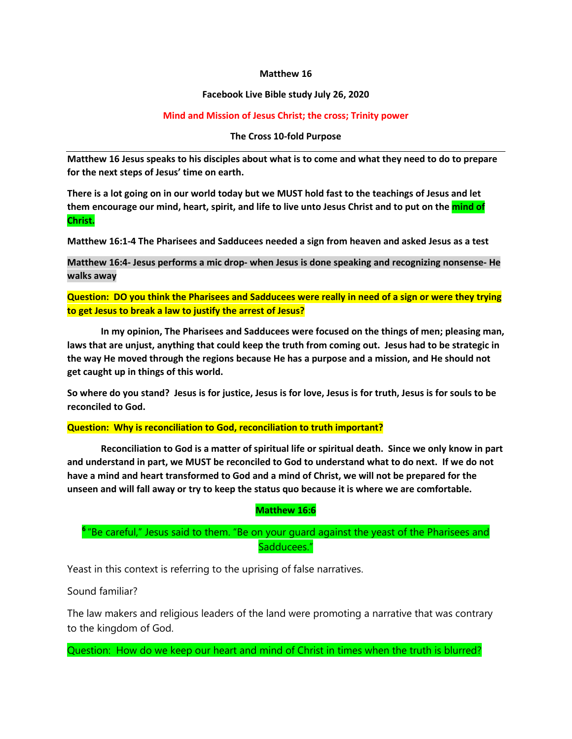**Matthew 16**

**Facebook Live Bible study July 26, 2020**

**Mind and Mission of Jesus Christ; the cross; Trinity power**

**The Cross 10-fold Purpose**

---

**Matthew 16 Jesus speaks to his disciples about what is to come and what they need to do to prepare for the next steps of Jesus' time on earth.**

**There is a lot going on in our world today but we MUST hold fast to the teachings of Jesus and let them encourage our mind, heart, spirit, and life to live unto Jesus Christ and to put on the mind of Christ.**

**Matthew 16:1-4 The Pharisees and Sadducees needed a sign from heaven and asked Jesus as a test**

**Matthew 16:4- Jesus performs a mic drop- when Jesus is done speaking and recognizing nonsense- He walks away**

**Question: DO you think the Pharisees and Sadducees were really in need of a sign or were they trying to get Jesus to break a law to justify the arrest of Jesus?**

**In my opinion, The Pharisees and Sadducees were focused on the things of men; pleasing man, laws that are unjust, anything that could keep the truth from coming out. Jesus had to be strategic in the way He moved through the regions because He has a purpose and a mission, and He should not get caught up in things of this world.**

**So where do you stand? Jesus is for justice, Jesus is for love, Jesus is for truth, Jesus is for souls to be reconciled to God.**

**Question: Why is reconciliation to God, reconciliation to truth important?**

**Reconciliation to God is a matter of spiritual life or spiritual death. Since we only know in part and understand in part, we MUST be reconciled to God to understand what to do next. If we do not have a mind and heart transformed to God and a mind of Christ, we will not be prepared for the unseen and will fall away or try to keep the status quo because it is where we are comfortable.**

**Matthew 16:6**

[6] "Be careful," Jesus said to them. "Be on your guard against the yeast of the Pharisees and Sadducees."

Yeast in this context is referring to the uprising of false narratives.

Sound familiar?

The law makers and religious leaders of the land were promoting a narrative that was contrary to the kingdom of God.

Question: How do we keep our heart and mind of Christ in times when the truth is blurred?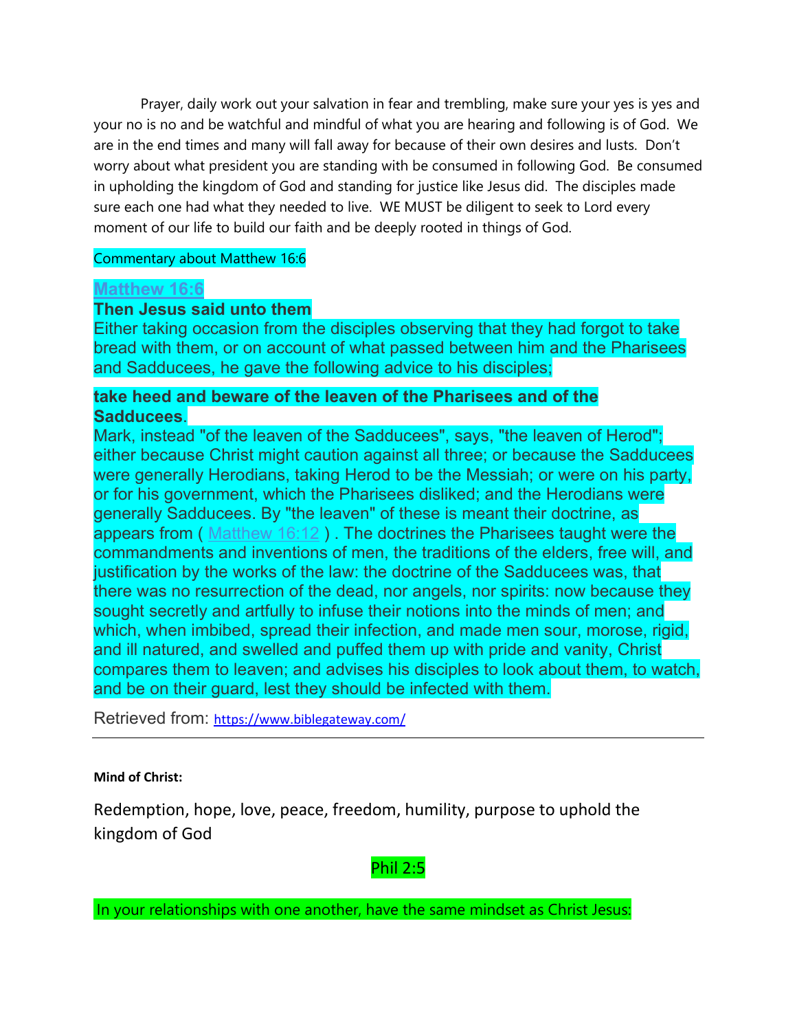Prayer, daily work out your salvation in fear and trembling, make sure your yes is yes and your no is no and be watchful and mindful of what you are hearing and following is of God. We are in the end times and many will fall away for because of their own desires and lusts. Don't worry about what president you are standing with be consumed in following God. Be consumed in upholding the kingdom of God and standing for justice like Jesus did. The disciples made sure each one had what they needed to live. WE MUST be diligent to seek to Lord every moment of our life to build our faith and be deeply rooted in things of God.

Commentary about Matthew 16:6

**Matthew 16:6**

**Then Jesus said unto them**

Either taking occasion from the disciples observing that they had forgot to take bread with them, or on account of what passed between him and the Pharisees and Sadducees, he gave the following advice to his disciples;

**take heed and beware of the leaven of the Pharisees and of the Sadducees**.

Mark, instead "of the leaven of the Sadducees", says, "the leaven of Herod"; either because Christ might caution against all three; or because the Sadducees were generally Herodians, taking Herod to be the Messiah; or were on his party, or for his government, which the Pharisees disliked; and the Herodians were generally Sadducees. By "the leaven" of these is meant their doctrine, as appears from ( Matthew 16:12 ) . The doctrines the Pharisees taught were the commandments and inventions of men, the traditions of the elders, free will, and justification by the works of the law: the doctrine of the Sadducees was, that there was no resurrection of the dead, nor angels, nor spirits: now because they sought secretly and artfully to infuse their notions into the minds of men; and which, when imbibed, spread their infection, and made men sour, morose, rigid, and ill natured, and swelled and puffed them up with pride and vanity, Christ compares them to leaven; and advises his disciples to look about them, to watch, and be on their guard, lest they should be infected with them.

Retrieved from: https://www.biblegateway.com/

---

**Mind of Christ:**

Redemption, hope, love, peace, freedom, humility, purpose to uphold the kingdom of God

Phil 2:5

In your relationships with one another, have the same mindset as Christ Jesus: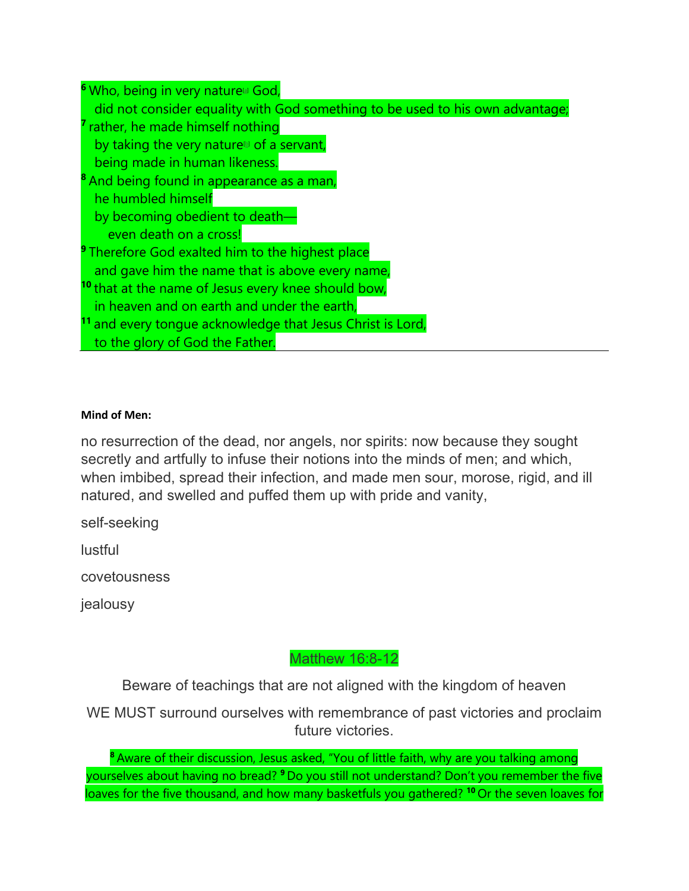[6] Who, being in very nature[a] God,
  did not consider equality with God something to be used to his own advantage;
[7] rather, he made himself nothing
  by taking the very nature[b] of a servant,
  being made in human likeness.
[8] And being found in appearance as a man,
  he humbled himself
  by becoming obedient to death—
    even death on a cross!
[9] Therefore God exalted him to the highest place
  and gave him the name that is above every name,
[10] that at the name of Jesus every knee should bow,
  in heaven and on earth and under the earth,
[11] and every tongue acknowledge that Jesus Christ is Lord,
  to the glory of God the Father.

---

**Mind of Men:**

no resurrection of the dead, nor angels, nor spirits: now because they sought secretly and artfully to infuse their notions into the minds of men; and which, when imbibed, spread their infection, and made men sour, morose, rigid, and ill natured, and swelled and puffed them up with pride and vanity,

self-seeking

lustful

covetousness

jealousy

Matthew 16:8-12

Beware of teachings that are not aligned with the kingdom of heaven

WE MUST surround ourselves with remembrance of past victories and proclaim future victories.

[8] Aware of their discussion, Jesus asked, "You of little faith, why are you talking among yourselves about having no bread? [9] Do you still not understand? Don't you remember the five loaves for the five thousand, and how many basketfuls you gathered? [10] Or the seven loaves for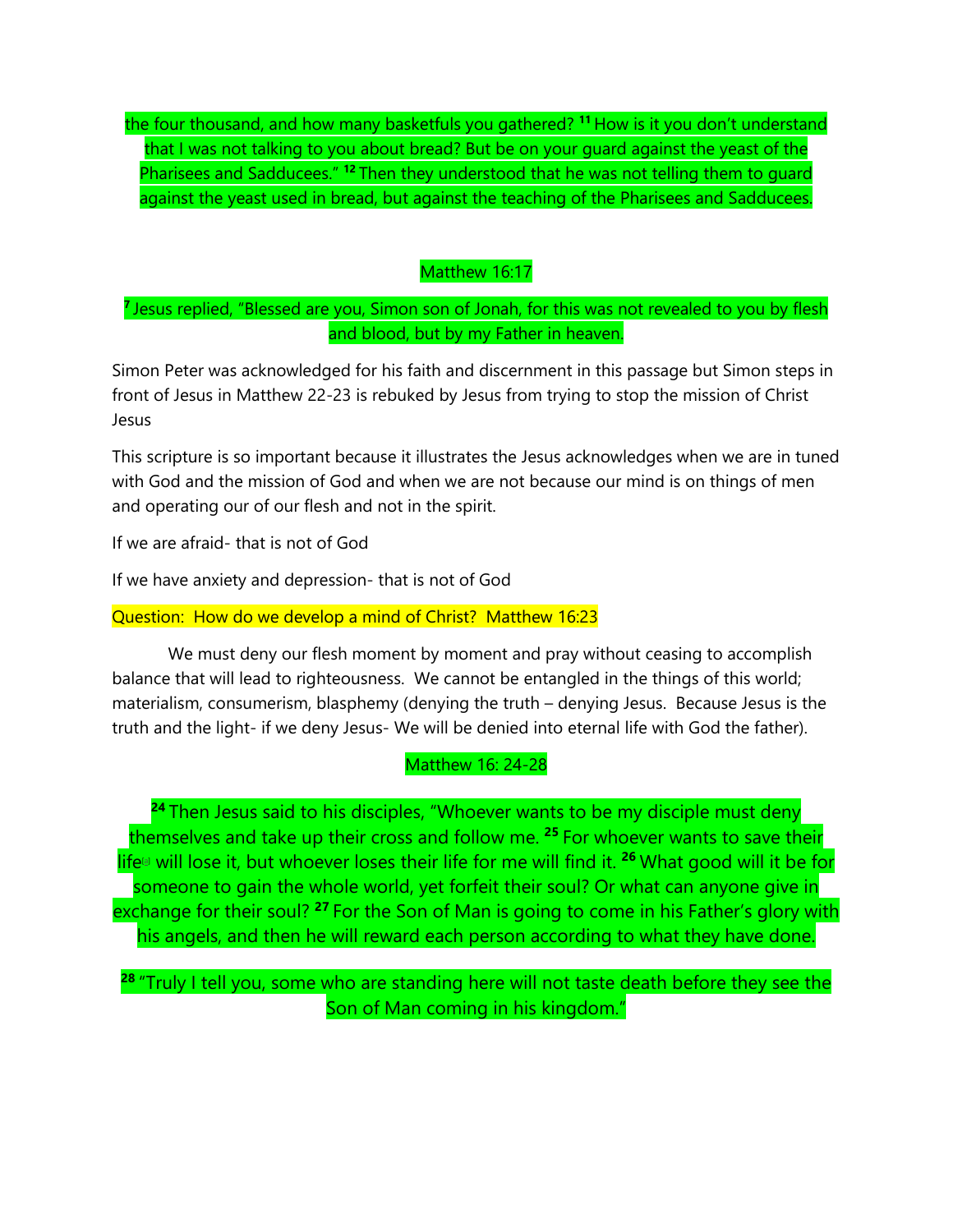the four thousand, and how many basketfuls you gathered? [11] How is it you don't understand that I was not talking to you about bread? But be on your guard against the yeast of the Pharisees and Sadducees." [12] Then they understood that he was not telling them to guard against the yeast used in bread, but against the teaching of the Pharisees and Sadducees.

Matthew 16:17

[7] Jesus replied, "Blessed are you, Simon son of Jonah, for this was not revealed to you by flesh and blood, but by my Father in heaven.

Simon Peter was acknowledged for his faith and discernment in this passage but Simon steps in front of Jesus in Matthew 22-23 is rebuked by Jesus from trying to stop the mission of Christ Jesus

This scripture is so important because it illustrates the Jesus acknowledges when we are in tuned with God and the mission of God and when we are not because our mind is on things of men and operating our of our flesh and not in the spirit.

If we are afraid- that is not of God

If we have anxiety and depression- that is not of God

Question: How do we develop a mind of Christ? Matthew 16:23

We must deny our flesh moment by moment and pray without ceasing to accomplish balance that will lead to righteousness. We cannot be entangled in the things of this world; materialism, consumerism, blasphemy (denying the truth – denying Jesus. Because Jesus is the truth and the light- if we deny Jesus- We will be denied into eternal life with God the father).

Matthew 16: 24-28

[24] Then Jesus said to his disciples, "Whoever wants to be my disciple must deny themselves and take up their cross and follow me. [25] For whoever wants to save their life[a] will lose it, but whoever loses their life for me will find it. [26] What good will it be for someone to gain the whole world, yet forfeit their soul? Or what can anyone give in exchange for their soul? [27] For the Son of Man is going to come in his Father's glory with his angels, and then he will reward each person according to what they have done.

[28] "Truly I tell you, some who are standing here will not taste death before they see the Son of Man coming in his kingdom."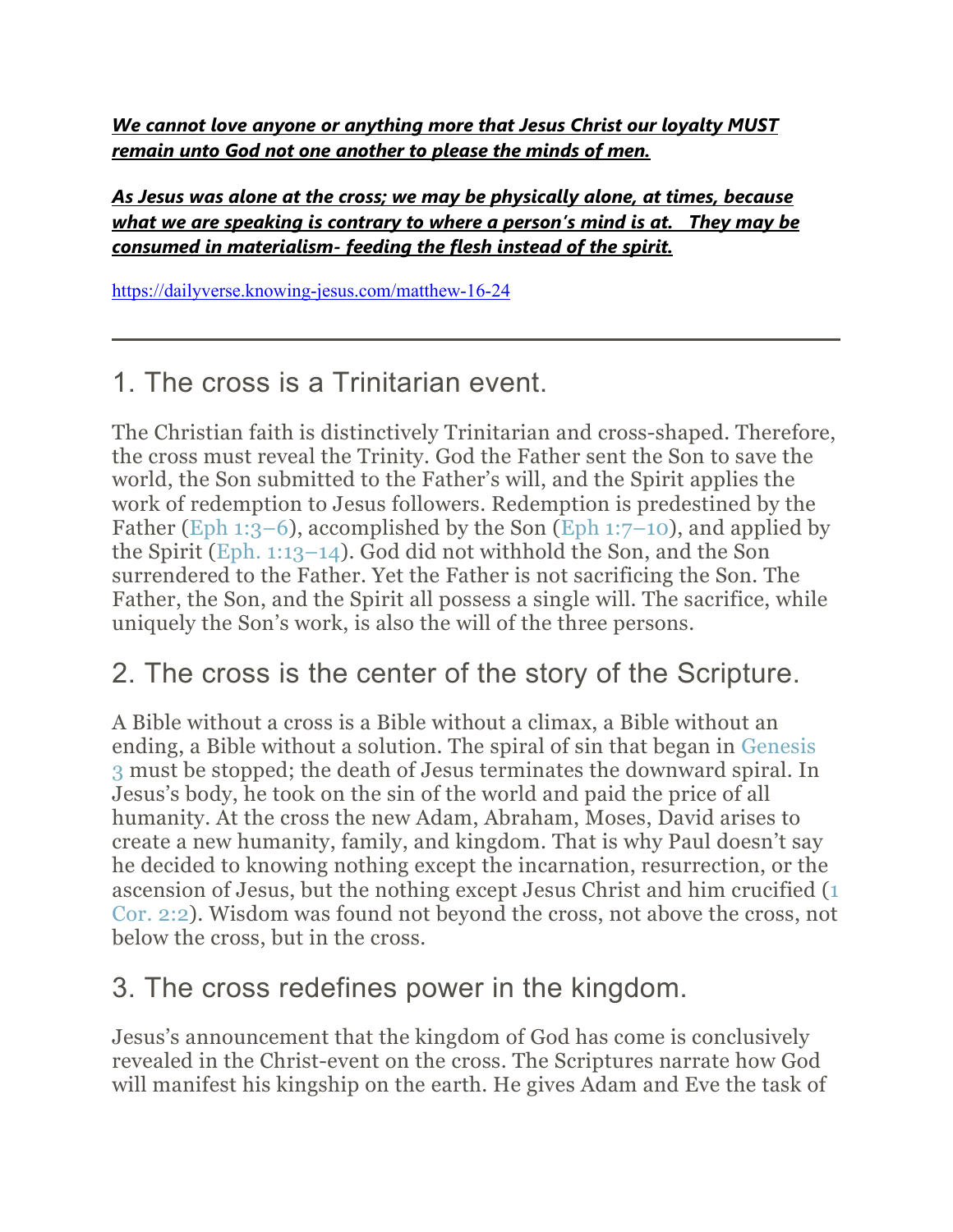***We cannot love anyone or anything more that Jesus Christ our loyalty MUST remain unto God not one another to please the minds of men.***

***As Jesus was alone at the cross; we may be physically alone, at times, because what we are speaking is contrary to where a person's mind is at.   They may be consumed in materialism- feeding the flesh instead of the spirit.***

https://dailyverse.knowing-jesus.com/matthew-16-24

---

## 1. The cross is a Trinitarian event.

The Christian faith is distinctively Trinitarian and cross-shaped. Therefore, the cross must reveal the Trinity. God the Father sent the Son to save the world, the Son submitted to the Father's will, and the Spirit applies the work of redemption to Jesus followers. Redemption is predestined by the Father (Eph 1:3–6), accomplished by the Son (Eph 1:7–10), and applied by the Spirit (Eph. 1:13–14). God did not withhold the Son, and the Son surrendered to the Father. Yet the Father is not sacrificing the Son. The Father, the Son, and the Spirit all possess a single will. The sacrifice, while uniquely the Son's work, is also the will of the three persons.

## 2. The cross is the center of the story of the Scripture.

A Bible without a cross is a Bible without a climax, a Bible without an ending, a Bible without a solution. The spiral of sin that began in Genesis 3 must be stopped; the death of Jesus terminates the downward spiral. In Jesus's body, he took on the sin of the world and paid the price of all humanity. At the cross the new Adam, Abraham, Moses, David arises to create a new humanity, family, and kingdom. That is why Paul doesn't say he decided to knowing nothing except the incarnation, resurrection, or the ascension of Jesus, but the nothing except Jesus Christ and him crucified (1 Cor. 2:2). Wisdom was found not beyond the cross, not above the cross, not below the cross, but in the cross.

## 3. The cross redefines power in the kingdom.

Jesus's announcement that the kingdom of God has come is conclusively revealed in the Christ-event on the cross. The Scriptures narrate how God will manifest his kingship on the earth. He gives Adam and Eve the task of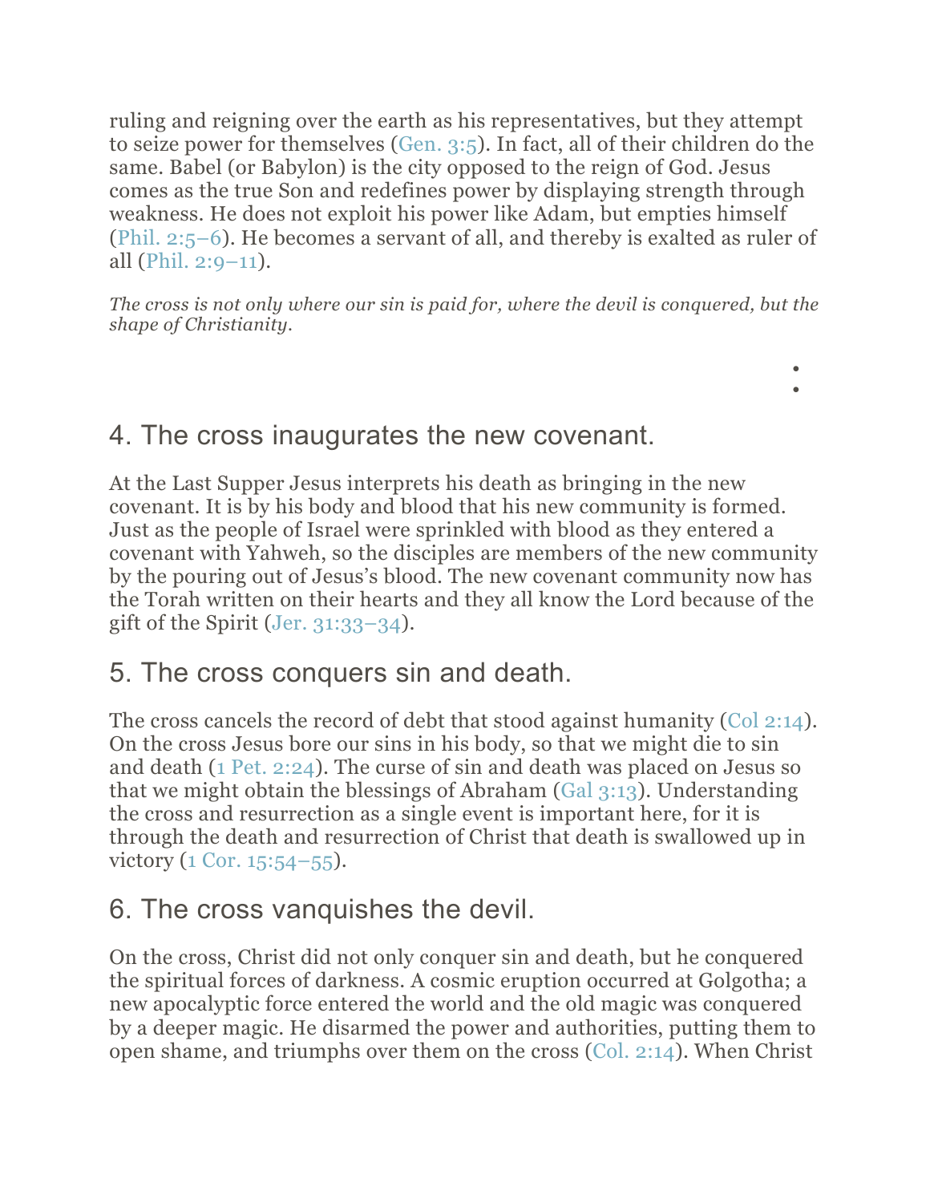ruling and reigning over the earth as his representatives, but they attempt to seize power for themselves (Gen. 3:5). In fact, all of their children do the same. Babel (or Babylon) is the city opposed to the reign of God. Jesus comes as the true Son and redefines power by displaying strength through weakness. He does not exploit his power like Adam, but empties himself (Phil. 2:5–6). He becomes a servant of all, and thereby is exalted as ruler of all (Phil. 2:9–11).

*The cross is not only where our sin is paid for, where the devil is conquered, but the shape of Christianity.*

## 4. The cross inaugurates the new covenant.

At the Last Supper Jesus interprets his death as bringing in the new covenant. It is by his body and blood that his new community is formed. Just as the people of Israel were sprinkled with blood as they entered a covenant with Yahweh, so the disciples are members of the new community by the pouring out of Jesus's blood. The new covenant community now has the Torah written on their hearts and they all know the Lord because of the gift of the Spirit (Jer. 31:33–34).

## 5. The cross conquers sin and death.

The cross cancels the record of debt that stood against humanity (Col 2:14). On the cross Jesus bore our sins in his body, so that we might die to sin and death (1 Pet. 2:24). The curse of sin and death was placed on Jesus so that we might obtain the blessings of Abraham (Gal 3:13). Understanding the cross and resurrection as a single event is important here, for it is through the death and resurrection of Christ that death is swallowed up in victory (1 Cor. 15:54–55).

## 6. The cross vanquishes the devil.

On the cross, Christ did not only conquer sin and death, but he conquered the spiritual forces of darkness. A cosmic eruption occurred at Golgotha; a new apocalyptic force entered the world and the old magic was conquered by a deeper magic. He disarmed the power and authorities, putting them to open shame, and triumphs over them on the cross (Col. 2:14). When Christ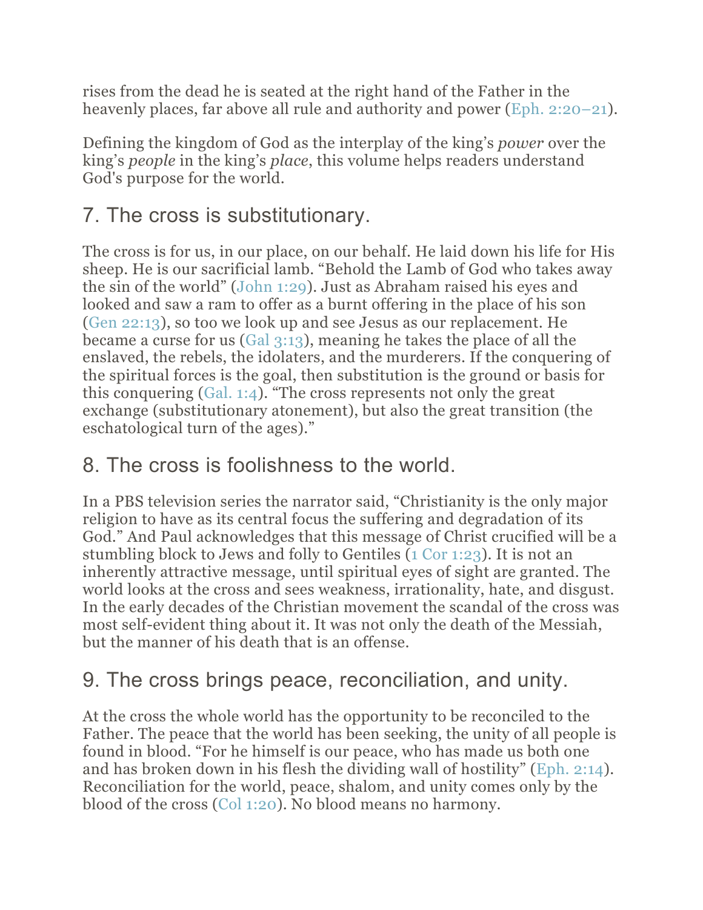rises from the dead he is seated at the right hand of the Father in the heavenly places, far above all rule and authority and power (Eph. 2:20–21).

Defining the kingdom of God as the interplay of the king's *power* over the king's *people* in the king's *place*, this volume helps readers understand God's purpose for the world.

## 7. The cross is substitutionary.

The cross is for us, in our place, on our behalf. He laid down his life for His sheep. He is our sacrificial lamb. "Behold the Lamb of God who takes away the sin of the world" (John 1:29). Just as Abraham raised his eyes and looked and saw a ram to offer as a burnt offering in the place of his son (Gen 22:13), so too we look up and see Jesus as our replacement. He became a curse for us (Gal 3:13), meaning he takes the place of all the enslaved, the rebels, the idolaters, and the murderers. If the conquering of the spiritual forces is the goal, then substitution is the ground or basis for this conquering (Gal. 1:4). "The cross represents not only the great exchange (substitutionary atonement), but also the great transition (the eschatological turn of the ages)."

## 8. The cross is foolishness to the world.

In a PBS television series the narrator said, "Christianity is the only major religion to have as its central focus the suffering and degradation of its God." And Paul acknowledges that this message of Christ crucified will be a stumbling block to Jews and folly to Gentiles (1 Cor 1:23). It is not an inherently attractive message, until spiritual eyes of sight are granted. The world looks at the cross and sees weakness, irrationality, hate, and disgust. In the early decades of the Christian movement the scandal of the cross was most self-evident thing about it. It was not only the death of the Messiah, but the manner of his death that is an offense.

## 9. The cross brings peace, reconciliation, and unity.

At the cross the whole world has the opportunity to be reconciled to the Father. The peace that the world has been seeking, the unity of all people is found in blood. "For he himself is our peace, who has made us both one and has broken down in his flesh the dividing wall of hostility" (Eph. 2:14). Reconciliation for the world, peace, shalom, and unity comes only by the blood of the cross (Col 1:20). No blood means no harmony.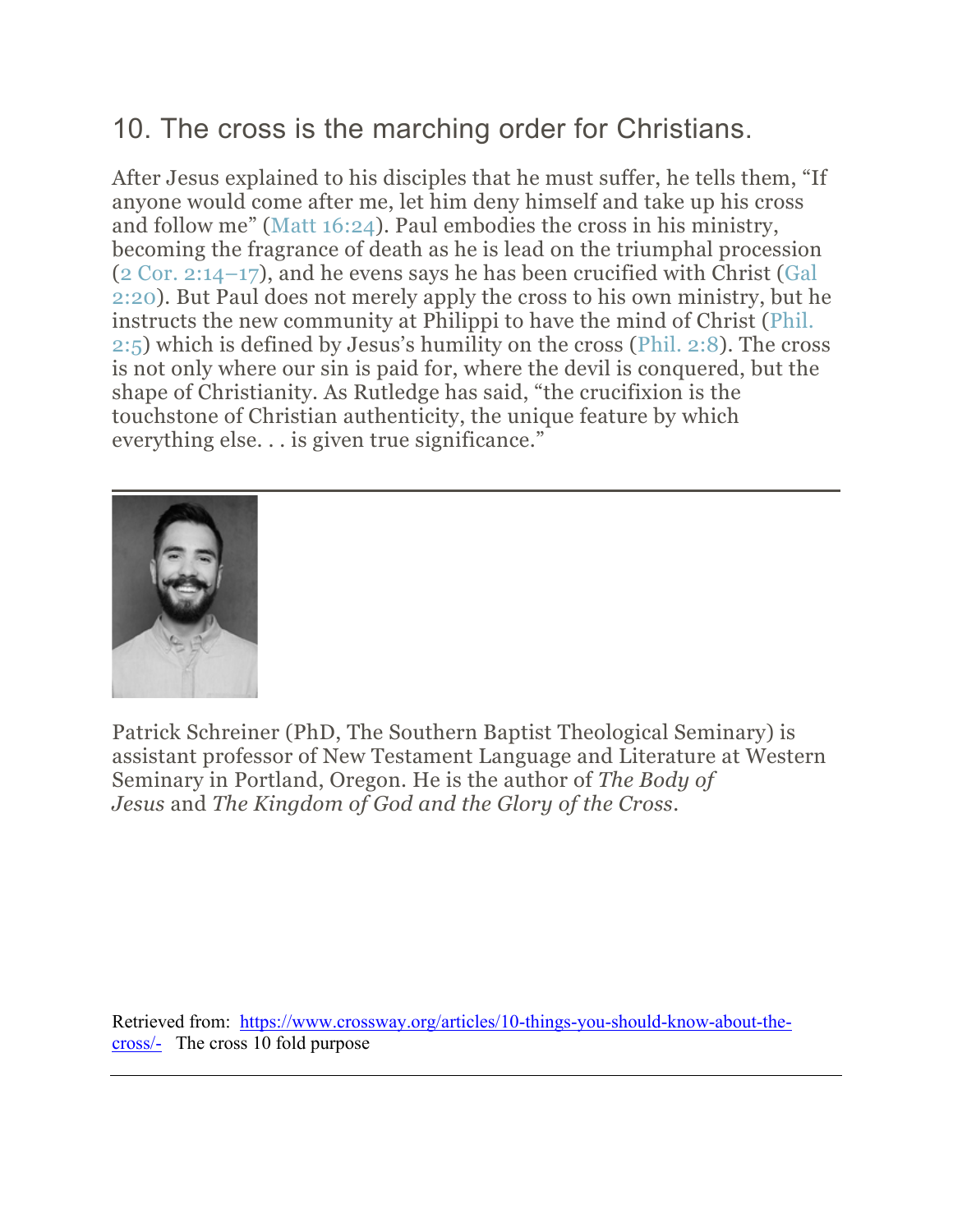## 10. The cross is the marching order for Christians.

After Jesus explained to his disciples that he must suffer, he tells them, "If anyone would come after me, let him deny himself and take up his cross and follow me" (Matt 16:24). Paul embodies the cross in his ministry, becoming the fragrance of death as he is lead on the triumphal procession (2 Cor. 2:14–17), and he evens says he has been crucified with Christ (Gal 2:20). But Paul does not merely apply the cross to his own ministry, but he instructs the new community at Philippi to have the mind of Christ (Phil. 2:5) which is defined by Jesus's humility on the cross (Phil. 2:8). The cross is not only where our sin is paid for, where the devil is conquered, but the shape of Christianity. As Rutledge has said, "the crucifixion is the touchstone of Christian authenticity, the unique feature by which everything else. . . is given true significance."

---

Patrick Schreiner (PhD, The Southern Baptist Theological Seminary) is assistant professor of New Testament Language and Literature at Western Seminary in Portland, Oregon. He is the author of *The Body of Jesus* and *The Kingdom of God and the Glory of the Cross*.

Retrieved from: https://www.crossway.org/articles/10-things-you-should-know-about-the-cross/- The cross 10 fold purpose